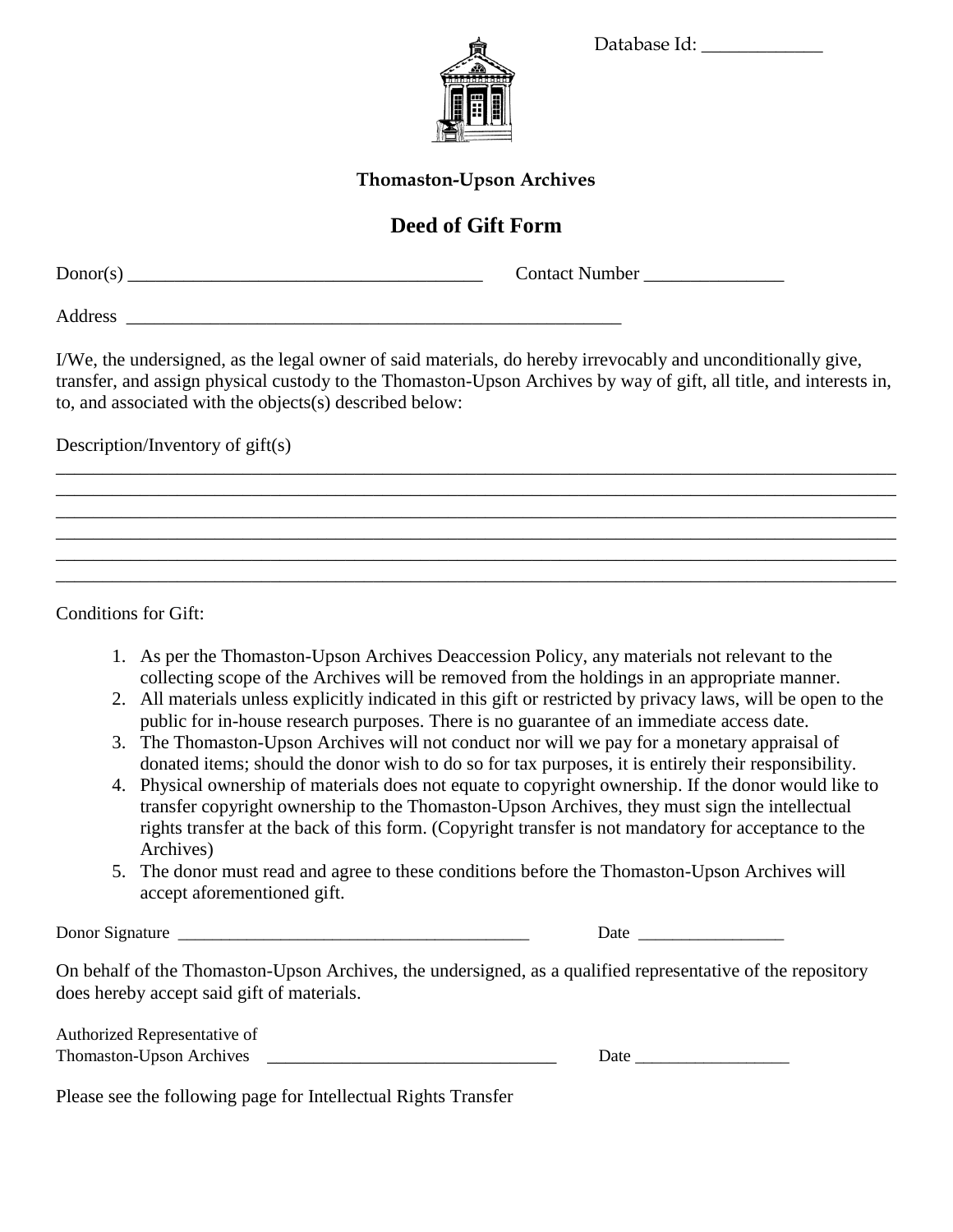Database Id: ____________

**Thomaston-Upson Archives**

# Deed of Gift Form

Donor(s) _____________________________________ Contact Number _______________

Address ______________________________________________________

I/We, the undersigned, as the legal owner of said materials, do hereby irrevocably and unconditionally give, transfer, and assign physical custody to the Thomaston-Upson Archives by way of gift, all title, and interests in, to, and associated with the objects(s) described below:

Description/Inventory of gift(s)

______________________________________________________________________________________
______________________________________________________________________________________
______________________________________________________________________________________
______________________________________________________________________________________
______________________________________________________________________________________
______________________________________________________________________________________

Conditions for Gift:

1. As per the Thomaston-Upson Archives Deaccession Policy, any materials not relevant to the collecting scope of the Archives will be removed from the holdings in an appropriate manner.
2. All materials unless explicitly indicated in this gift or restricted by privacy laws, will be open to the public for in-house research purposes. There is no guarantee of an immediate access date.
3. The Thomaston-Upson Archives will not conduct nor will we pay for a monetary appraisal of donated items; should the donor wish to do so for tax purposes, it is entirely their responsibility.
4. Physical ownership of materials does not equate to copyright ownership. If the donor would like to transfer copyright ownership to the Thomaston-Upson Archives, they must sign the intellectual rights transfer at the back of this form. (Copyright transfer is not mandatory for acceptance to the Archives)
5. The donor must read and agree to these conditions before the Thomaston-Upson Archives will accept aforementioned gift.

Donor Signature _________________________________________ Date _________________

On behalf of the Thomaston-Upson Archives, the undersigned, as a qualified representative of the repository does hereby accept said gift of materials.

Authorized Representative of
Thomaston-Upson Archives _________________________________ Date __________________

Please see the following page for Intellectual Rights Transfer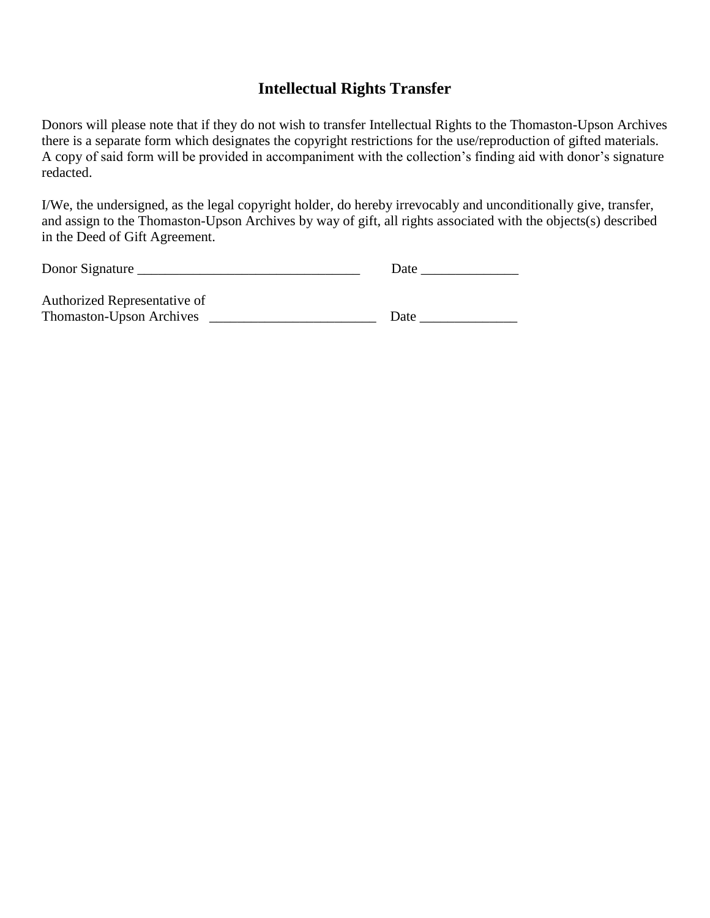## Intellectual Rights Transfer

Donors will please note that if they do not wish to transfer Intellectual Rights to the Thomaston-Upson Archives there is a separate form which designates the copyright restrictions for the use/reproduction of gifted materials. A copy of said form will be provided in accompaniment with the collection's finding aid with donor's signature redacted.

I/We, the undersigned, as the legal copyright holder, do hereby irrevocably and unconditionally give, transfer, and assign to the Thomaston-Upson Archives by way of gift, all rights associated with the objects(s) described in the Deed of Gift Agreement.

Donor Signature ________________________________ Date ______________

Authorized Representative of
Thomaston-Upson Archives ________________________ Date ______________